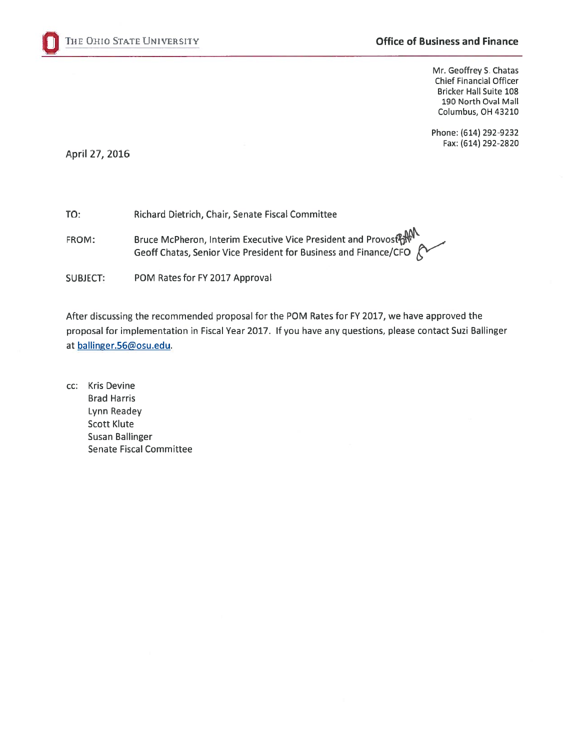THE OHIO STATE UNIVERSITY

**Office of Business and Finance**

Mr. Geoffrey S. Chatas
Chief Financial Officer
Bricker Hall Suite 108
190 North Oval Mall
Columbus, OH 43210

Phone: (614) 292-9232
Fax: (614) 292-2820

April 27, 2016

TO: Richard Dietrich, Chair, Senate Fiscal Committee

FROM: Bruce McPheron, Interim Executive Vice President and Provost
Geoff Chatas, Senior Vice President for Business and Finance/CFO

SUBJECT: POM Rates for FY 2017 Approval

After discussing the recommended proposal for the POM Rates for FY 2017, we have approved the proposal for implementation in Fiscal Year 2017. If you have any questions, please contact Suzi Ballinger at ballinger.56@osu.edu.

cc: Kris Devine
Brad Harris
Lynn Readey
Scott Klute
Susan Ballinger
Senate Fiscal Committee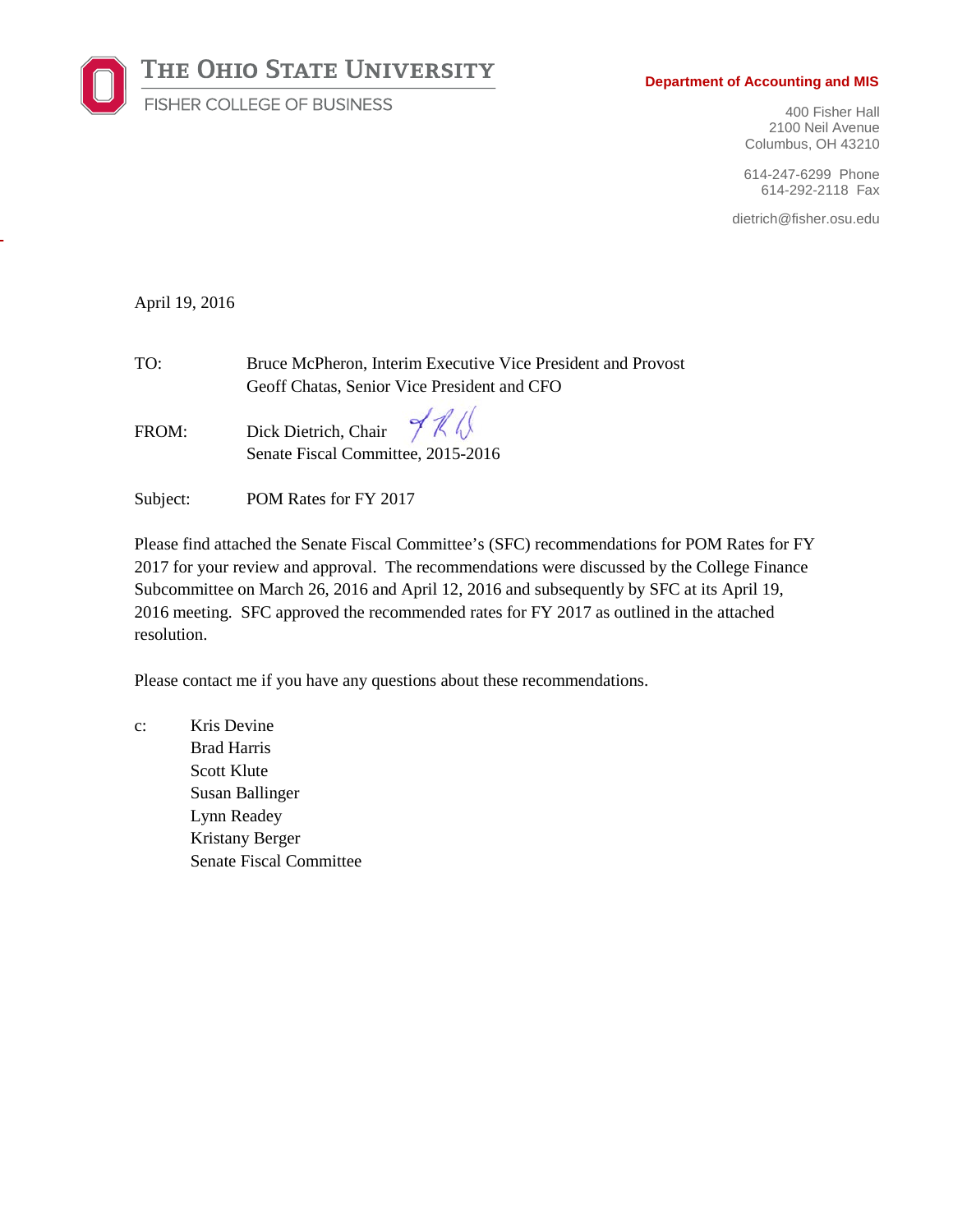THE OHIO STATE UNIVERSITY
FISHER COLLEGE OF BUSINESS

**Department of Accounting and MIS**

400 Fisher Hall
2100 Neil Avenue
Columbus, OH 43210

614-247-6299 Phone
614-292-2118 Fax

dietrich@fisher.osu.edu

April 19, 2016

TO: Bruce McPheron, Interim Executive Vice President and Provost
Geoff Chatas, Senior Vice President and CFO

FROM: Dick Dietrich, Chair
Senate Fiscal Committee, 2015-2016

Subject: POM Rates for FY 2017

Please find attached the Senate Fiscal Committee's (SFC) recommendations for POM Rates for FY 2017 for your review and approval. The recommendations were discussed by the College Finance Subcommittee on March 26, 2016 and April 12, 2016 and subsequently by SFC at its April 19, 2016 meeting. SFC approved the recommended rates for FY 2017 as outlined in the attached resolution.

Please contact me if you have any questions about these recommendations.

c: Kris Devine
Brad Harris
Scott Klute
Susan Ballinger
Lynn Readey
Kristany Berger
Senate Fiscal Committee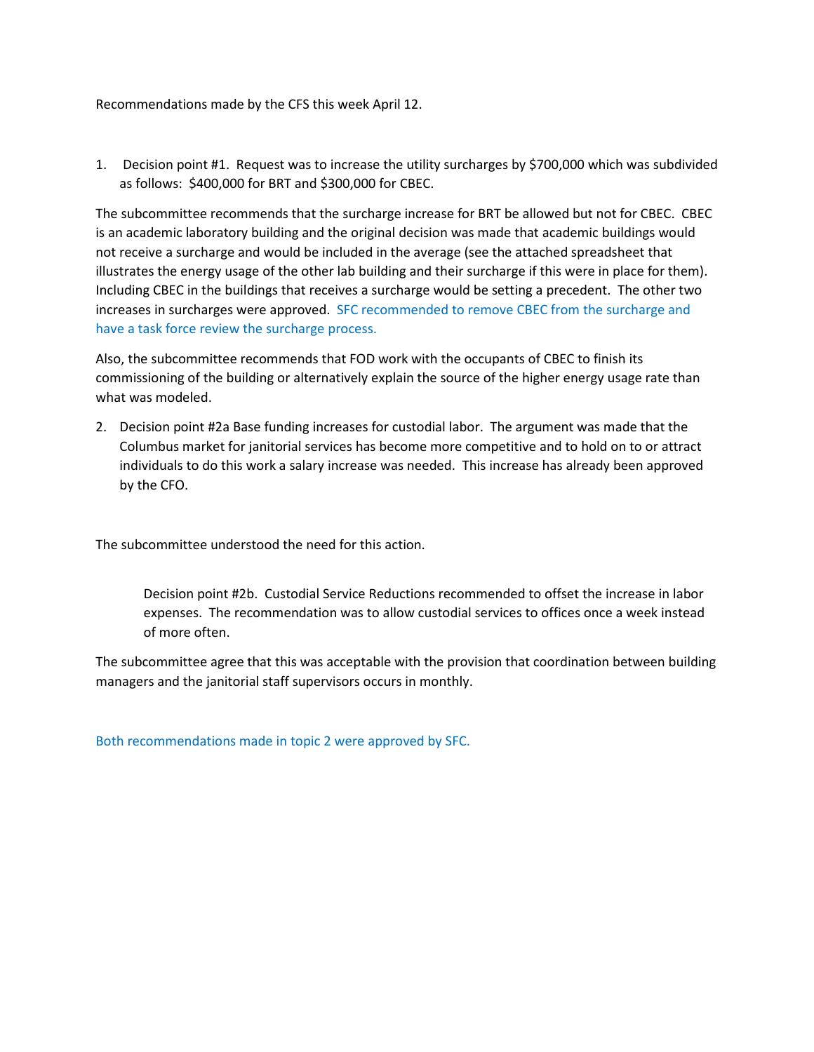Recommendations made by the CFS this week April 12.

1. Decision point #1. Request was to increase the utility surcharges by $700,000 which was subdivided as follows: $400,000 for BRT and $300,000 for CBEC.

The subcommittee recommends that the surcharge increase for BRT be allowed but not for CBEC. CBEC is an academic laboratory building and the original decision was made that academic buildings would not receive a surcharge and would be included in the average (see the attached spreadsheet that illustrates the energy usage of the other lab building and their surcharge if this were in place for them). Including CBEC in the buildings that receives a surcharge would be setting a precedent. The other two increases in surcharges were approved. SFC recommended to remove CBEC from the surcharge and have a task force review the surcharge process.

Also, the subcommittee recommends that FOD work with the occupants of CBEC to finish its commissioning of the building or alternatively explain the source of the higher energy usage rate than what was modeled.

2. Decision point #2a Base funding increases for custodial labor. The argument was made that the Columbus market for janitorial services has become more competitive and to hold on to or attract individuals to do this work a salary increase was needed. This increase has already been approved by the CFO.

The subcommittee understood the need for this action.

> Decision point #2b. Custodial Service Reductions recommended to offset the increase in labor expenses. The recommendation was to allow custodial services to offices once a week instead of more often.

The subcommittee agree that this was acceptable with the provision that coordination between building managers and the janitorial staff supervisors occurs in monthly.

Both recommendations made in topic 2 were approved by SFC.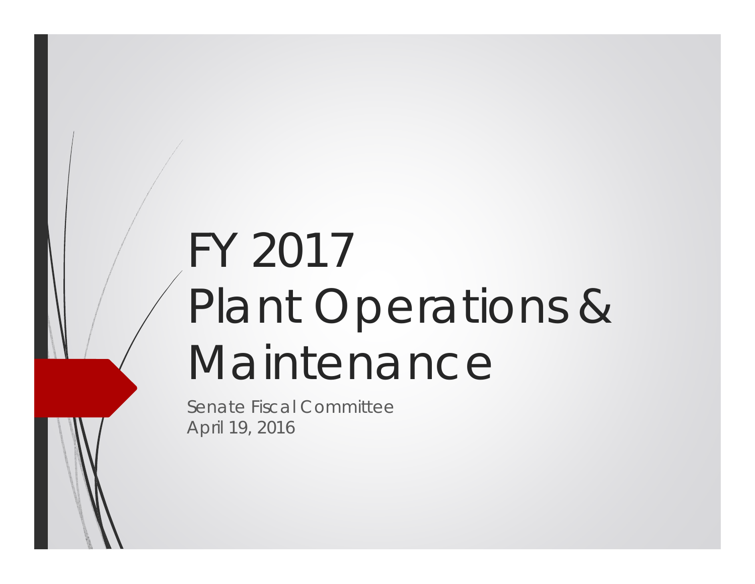# FY 2017 Plant Operations & Maintenance

Senate Fiscal Committee
April 19, 2016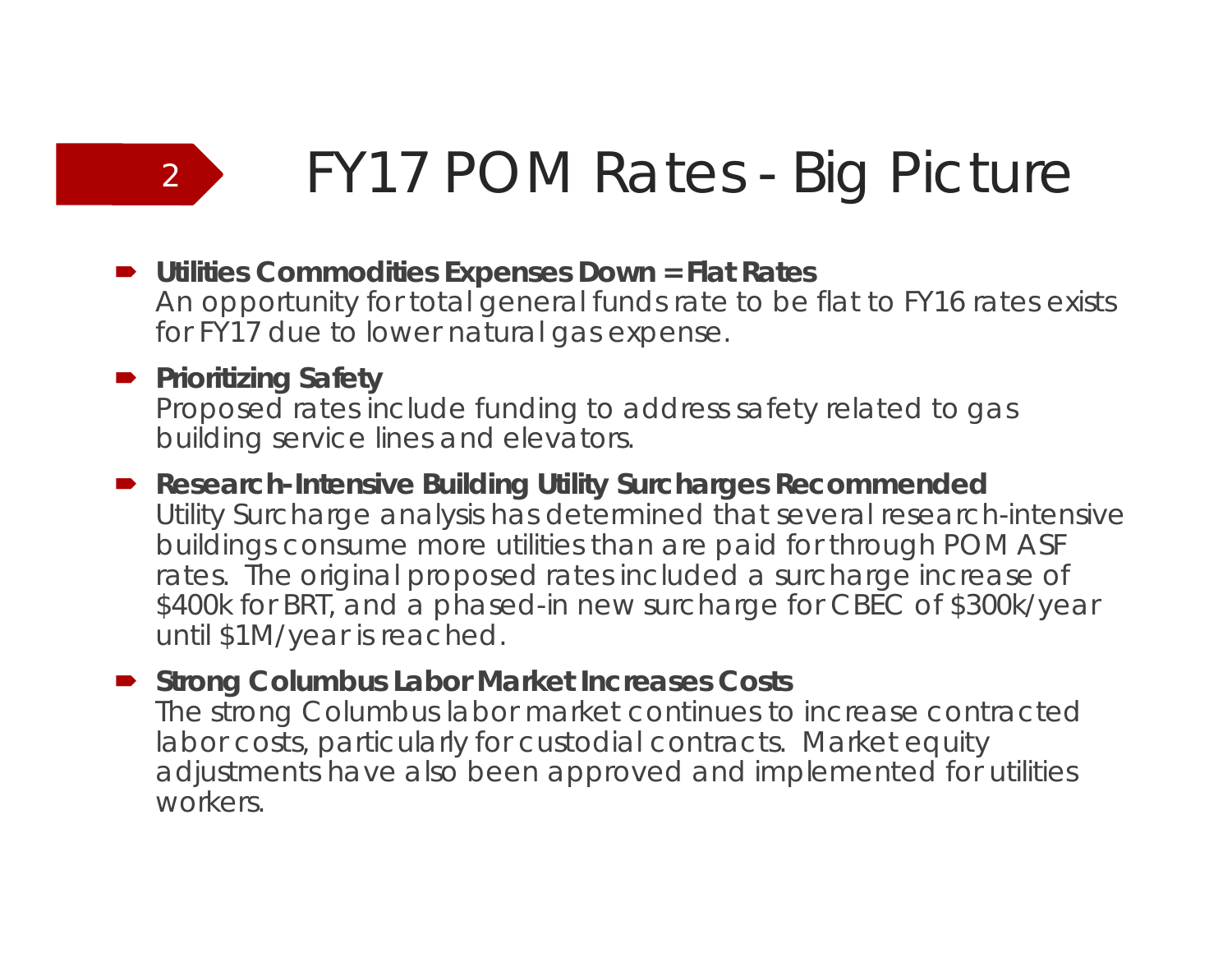# FY17 POM Rates - Big Picture

- **Utilities Commodities Expenses Down = Flat Rates**
  An opportunity for total general funds rate to be flat to FY16 rates exists for FY17 due to lower natural gas expense.
- **Prioritizing Safety**
  Proposed rates include funding to address safety related to gas building service lines and elevators.
- **Research-Intensive Building Utility Surcharges Recommended**
  Utility Surcharge analysis has determined that several research-intensive buildings consume more utilities than are paid for through POM ASF rates. The original proposed rates included a surcharge increase of $400k for BRT, and a phased-in new surcharge for CBEC of $300k/year until $1M/year is reached.
- **Strong Columbus Labor Market Increases Costs**
  The strong Columbus labor market continues to increase contracted labor costs, particularly for custodial contracts. Market equity adjustments have also been approved and implemented for utilities workers.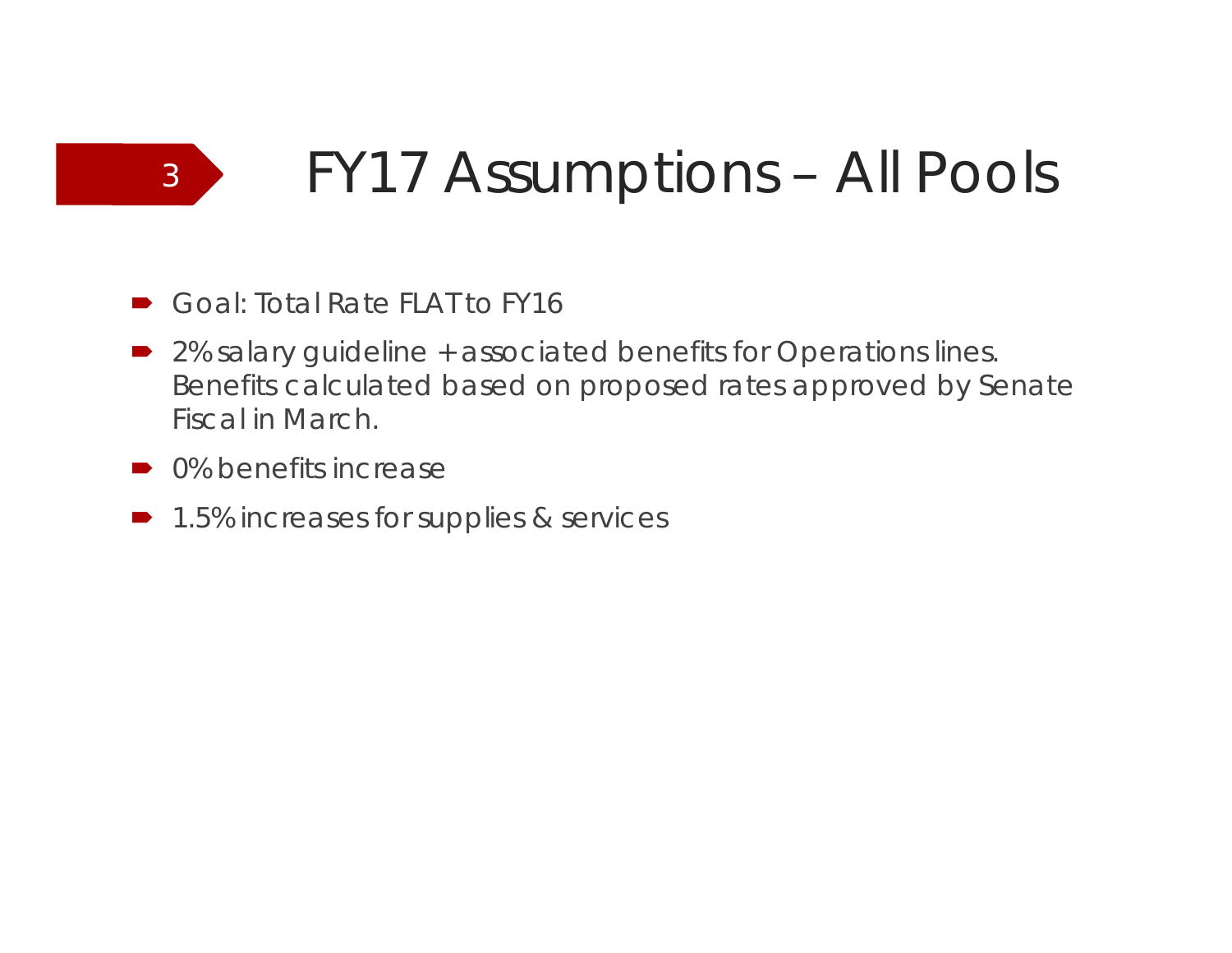# FY17 Assumptions – All Pools

- Goal: Total Rate FLAT to FY16
- 2% salary guideline + associated benefits for Operations lines. Benefits calculated based on proposed rates approved by Senate Fiscal in March.
- 0% benefits increase
- 1.5% increases for supplies & services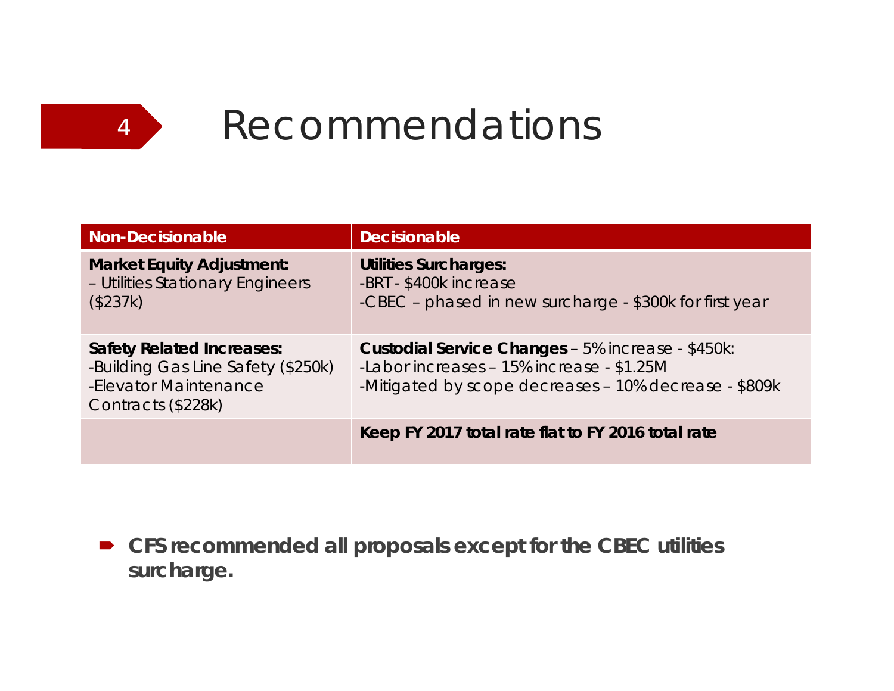# 4 Recommendations

| Non-Decisionable | Decisionable |
| --- | --- |
| **Market Equity Adjustment:**<br>– Utilities Stationary Engineers ($237k) | **Utilities Surcharges:**<br>-BRT - $400k increase<br>-CBEC – phased in new surcharge - $300k for first year |
| **Safety Related Increases:**<br>-Building Gas Line Safety ($250k)<br>-Elevator Maintenance Contracts ($228k) | **Custodial Service Changes** – 5% increase - $450k:<br>-Labor increases – 15% increase - $1.25M<br>-Mitigated by scope decreases – 10% decrease - $809k |
| | **Keep FY 2017 total rate flat to FY 2016 total rate** |

- **CFS recommended all proposals except for the CBEC utilities surcharge.**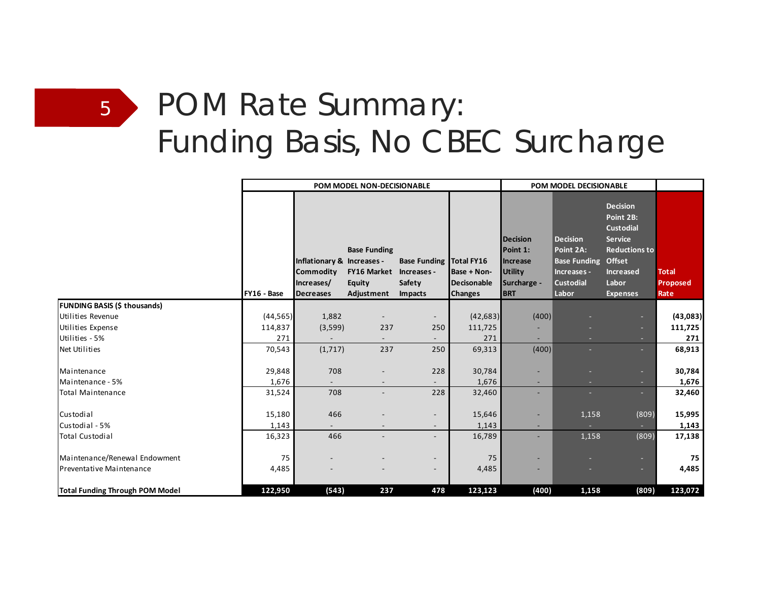# 5 POM Rate Summary: Funding Basis, No CBEC Surcharge

| | POM MODEL NON-DECISIONABLE | | | | | POM MODEL DECISIONABLE | | | |
|---|---|---|---|---|---|---|---|---|---|
| | FY16 - Base | Inflationary & Commodity Increases/ Decreases | Base Funding Increases - FY16 Market Equity Adjustment | Base Funding Increases - Safety Impacts | Total FY16 Base + Non-Decisonable Changes | Decision Point 1: Increase Utility Surcharge - BRT | Decision Point 2A: Base Funding Increases - Custodial Labor | Decision Point 2B: Custodial Service Reductions to Offset Increased Labor Expenses | Total Proposed Rate |
| **FUNDING BASIS ($ thousands)** | | | | | | | | | |
| Utilities Revenue | (44,565) | 1,882 | - | - | (42,683) | (400) | - | - | **(43,083)** |
| Utilities Expense | 114,837 | (3,599) | 237 | 250 | 111,725 | - | - | - | **111,725** |
| Utilities - 5% | 271 | - | - | - | 271 | - | - | - | **271** |
| Net Utilities | 70,543 | (1,717) | 237 | 250 | 69,313 | (400) | - | - | **68,913** |
| Maintenance | 29,848 | 708 | - | 228 | 30,784 | - | - | - | **30,784** |
| Maintenance - 5% | 1,676 | - | - | - | 1,676 | - | - | - | **1,676** |
| Total Maintenance | 31,524 | 708 | - | 228 | 32,460 | - | - | - | **32,460** |
| Custodial | 15,180 | 466 | - | - | 15,646 | - | 1,158 | (809) | **15,995** |
| Custodial - 5% | 1,143 | - | - | - | 1,143 | - | - | - | **1,143** |
| Total Custodial | 16,323 | 466 | - | - | 16,789 | - | 1,158 | (809) | **17,138** |
| Maintenance/Renewal Endowment | 75 | - | - | - | 75 | - | - | - | **75** |
| Preventative Maintenance | 4,485 | - | - | - | 4,485 | - | - | - | **4,485** |
| **Total Funding Through POM Model** | **122,950** | **(543)** | **237** | **478** | **123,123** | **(400)** | **1,158** | **(809)** | **123,072** |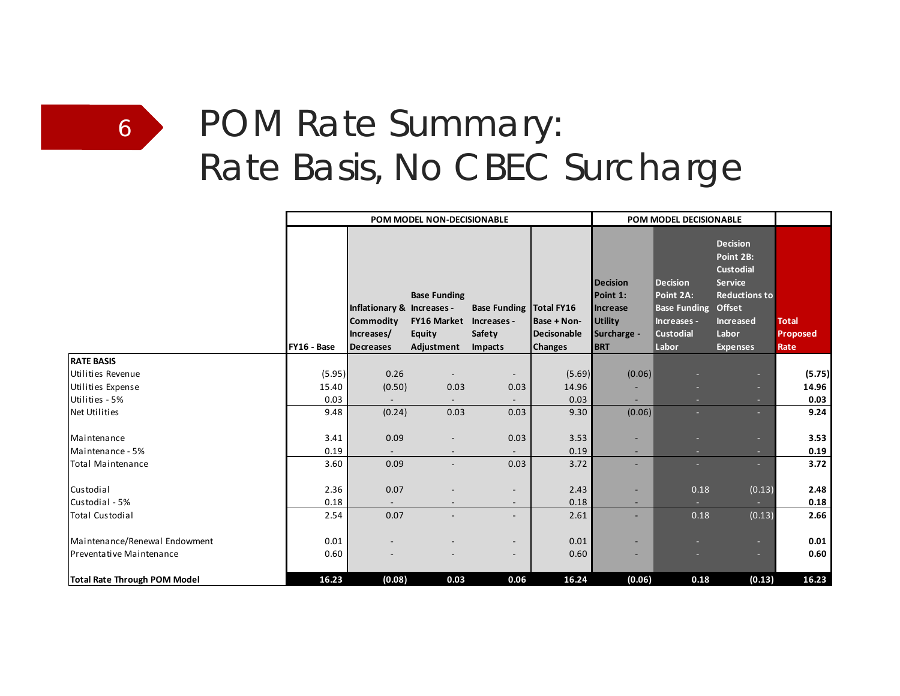# POM Rate Summary: Rate Basis, No CBEC Surcharge

| | POM MODEL NON-DECISIONABLE | | | | | POM MODEL DECISIONABLE | | | |
|---|---|---|---|---|---|---|---|---|---|
| | FY16 - Base | Inflationary & Commodity Increases/ Decreases | Base Funding Increases - FY16 Market Equity Adjustment | Base Funding Increases - Safety Impacts | Total FY16 Base + Non-Decisonable Changes | Decision Point 1: Increase Utility Surcharge - BRT | Decision Point 2A: Base Funding Increases - Custodial Labor | Decision Point 2B: Custodial Service Reductions to Offset Increased Labor Expenses | Total Proposed Rate |
| **RATE BASIS** | | | | | | | | | |
| Utilities Revenue | (5.95) | 0.26 | - | - | (5.69) | (0.06) | - | - | **(5.75)** |
| Utilities Expense | 15.40 | (0.50) | 0.03 | 0.03 | 14.96 | - | - | - | **14.96** |
| Utilities - 5% | 0.03 | - | - | - | 0.03 | - | - | - | **0.03** |
| Net Utilities | 9.48 | (0.24) | 0.03 | 0.03 | 9.30 | (0.06) | - | - | **9.24** |
| Maintenance | 3.41 | 0.09 | - | 0.03 | 3.53 | - | - | - | **3.53** |
| Maintenance - 5% | 0.19 | - | - | - | 0.19 | - | - | - | **0.19** |
| Total Maintenance | 3.60 | 0.09 | - | 0.03 | 3.72 | - | - | - | **3.72** |
| Custodial | 2.36 | 0.07 | - | - | 2.43 | - | 0.18 | (0.13) | **2.48** |
| Custodial - 5% | 0.18 | - | - | - | 0.18 | - | - | - | **0.18** |
| Total Custodial | 2.54 | 0.07 | - | - | 2.61 | - | 0.18 | (0.13) | **2.66** |
| Maintenance/Renewal Endowment | 0.01 | - | - | - | 0.01 | - | - | - | **0.01** |
| Preventative Maintenance | 0.60 | - | - | - | 0.60 | - | - | - | **0.60** |
| **Total Rate Through POM Model** | **16.23** | **(0.08)** | **0.03** | **0.06** | **16.24** | **(0.06)** | **0.18** | **(0.13)** | **16.23** |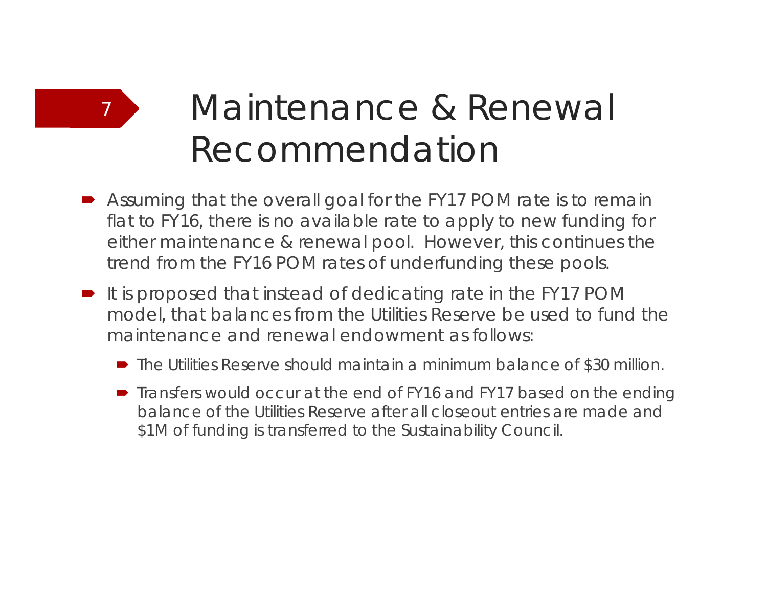# Maintenance & Renewal Recommendation

- Assuming that the overall goal for the FY17 POM rate is to remain flat to FY16, there is no available rate to apply to new funding for either maintenance & renewal pool. However, this continues the trend from the FY16 POM rates of underfunding these pools.
- It is proposed that instead of dedicating rate in the FY17 POM model, that balances from the Utilities Reserve be used to fund the maintenance and renewal endowment as follows:
  - The Utilities Reserve should maintain a minimum balance of $30 million.
  - Transfers would occur at the end of FY16 and FY17 based on the ending balance of the Utilities Reserve after all closeout entries are made and $1M of funding is transferred to the Sustainability Council.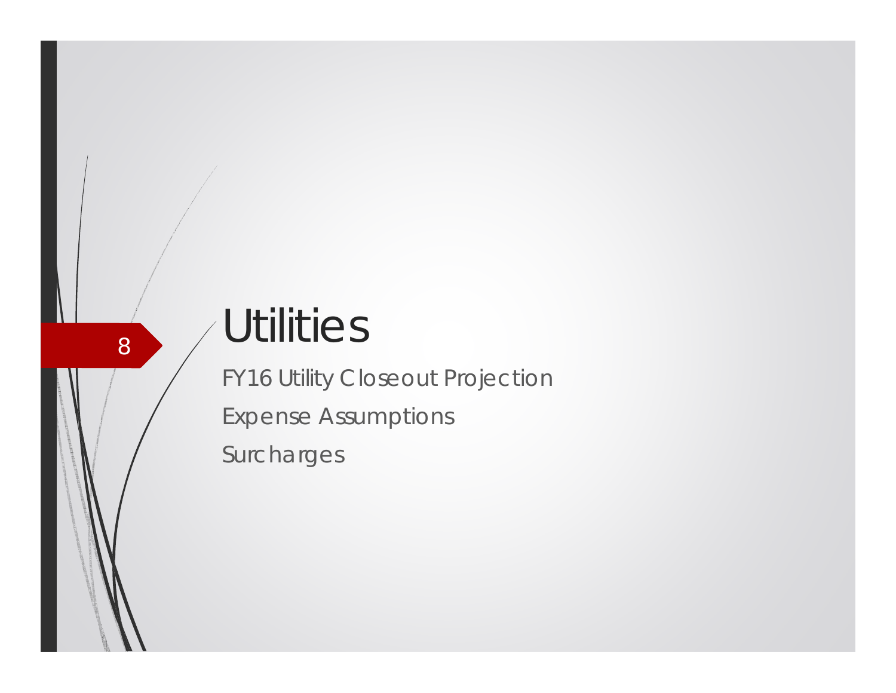# Utilities

FY16 Utility Closeout Projection

Expense Assumptions

Surcharges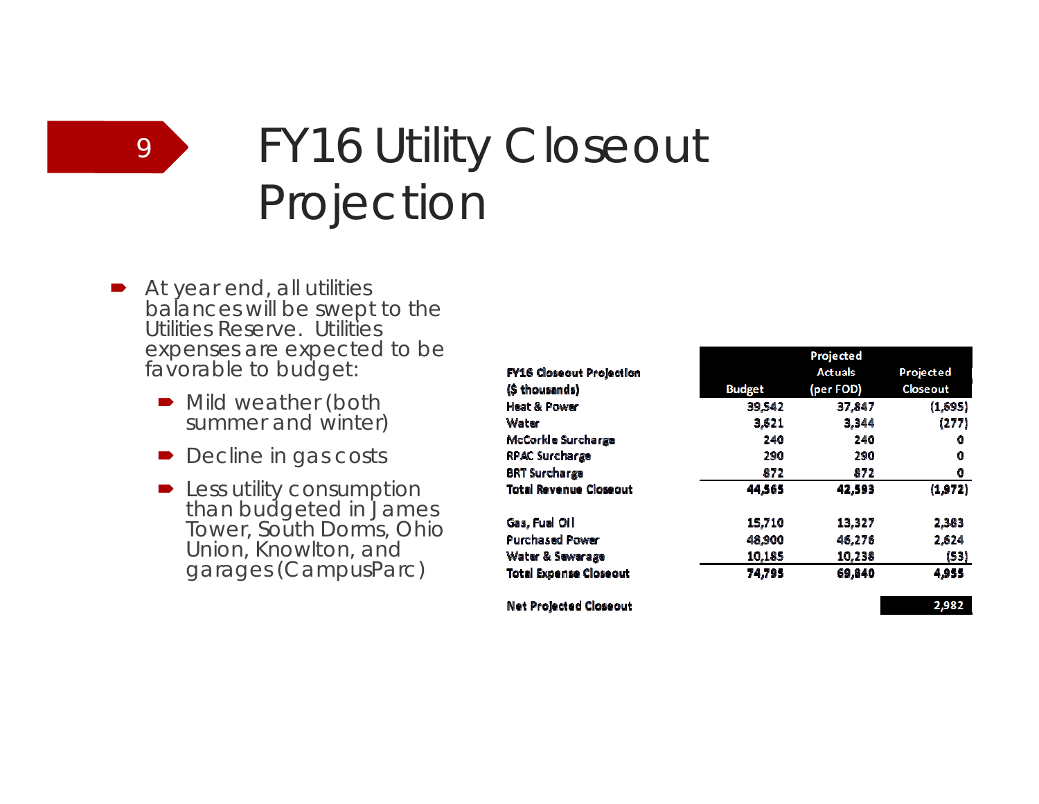# FY16 Utility Closeout Projection

- At year end, all utilities balances will be swept to the Utilities Reserve. Utilities expenses are expected to be favorable to budget:
  - Mild weather (both summer and winter)
  - Decline in gas costs
  - Less utility consumption than budgeted in James Tower, South Dorms, Ohio Union, Knowlton, and garages (CampusParc)

| FY16 Closeout Projection ($ thousands) | Budget | Projected Actuals (per FOD) | Projected Closeout |
|---|---|---|---|
| Heat & Power | 39,542 | 37,847 | (1,695) |
| Water | 3,621 | 3,344 | (277) |
| McCorkle Surcharge | 240 | 240 | 0 |
| RPAC Surcharge | 290 | 290 | 0 |
| BRT Surcharge | 872 | 872 | 0 |
| **Total Revenue Closeout** | **44,565** | **42,593** | **(1,972)** |
| | | | |
| Gas, Fuel Oil | 15,710 | 13,327 | 2,383 |
| Purchased Power | 48,900 | 46,276 | 2,624 |
| Water & Sewerage | 10,185 | 10,238 | (53) |
| **Total Expense Closeout** | **74,795** | **69,840** | **4,955** |
| | | | |
| **Net Projected Closeout** | | | **2,982** |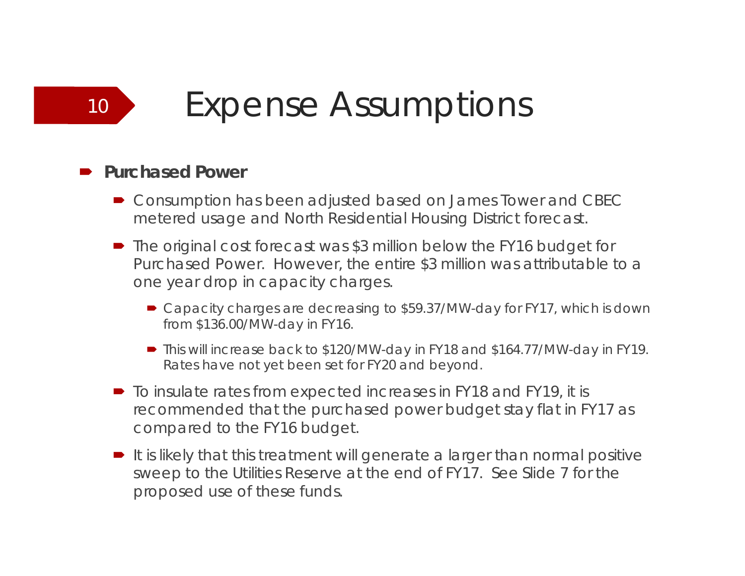# Expense Assumptions

- **Purchased Power**
  - Consumption has been adjusted based on James Tower and CBEC metered usage and North Residential Housing District forecast.
  - The original cost forecast was $3 million below the FY16 budget for Purchased Power. However, the entire $3 million was attributable to a one year drop in capacity charges.
    - Capacity charges are decreasing to $59.37/MW-day for FY17, which is down from $136.00/MW-day in FY16.
    - This will increase back to $120/MW-day in FY18 and $164.77/MW-day in FY19. Rates have not yet been set for FY20 and beyond.
  - To insulate rates from expected increases in FY18 and FY19, it is recommended that the purchased power budget stay flat in FY17 as compared to the FY16 budget.
  - It is likely that this treatment will generate a larger than normal positive sweep to the Utilities Reserve at the end of FY17. See Slide 7 for the proposed use of these funds.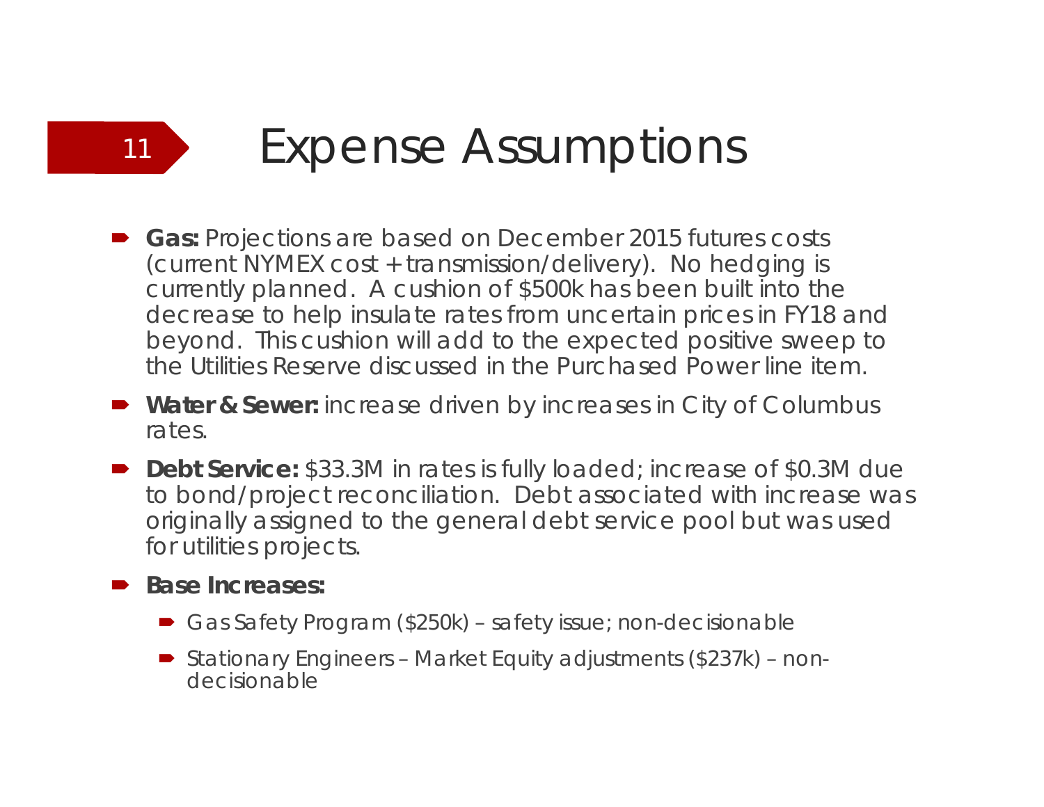# Expense Assumptions

- **Gas:** Projections are based on December 2015 futures costs (current NYMEX cost + transmission/delivery). No hedging is currently planned. A cushion of $500k has been built into the decrease to help insulate rates from uncertain prices in FY18 and beyond. This cushion will add to the expected positive sweep to the Utilities Reserve discussed in the Purchased Power line item.
- **Water & Sewer:** increase driven by increases in City of Columbus rates.
- **Debt Service:** $33.3M in rates is fully loaded; increase of $0.3M due to bond/project reconciliation. Debt associated with increase was originally assigned to the general debt service pool but was used for utilities projects.
- **Base Increases:**
  - Gas Safety Program ($250k) – safety issue; non-decisionable
  - Stationary Engineers – Market Equity adjustments ($237k) – non-decisionable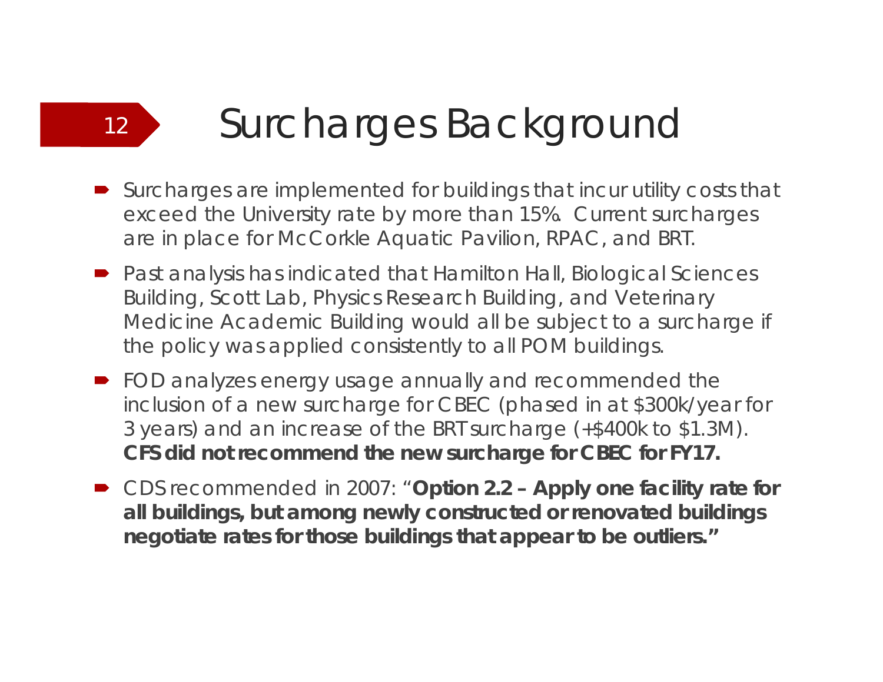# Surcharges Background

- Surcharges are implemented for buildings that incur utility costs that exceed the University rate by more than 15%. Current surcharges are in place for McCorkle Aquatic Pavilion, RPAC, and BRT.
- Past analysis has indicated that Hamilton Hall, Biological Sciences Building, Scott Lab, Physics Research Building, and Veterinary Medicine Academic Building would all be subject to a surcharge if the policy was applied consistently to all POM buildings.
- FOD analyzes energy usage annually and recommended the inclusion of a new surcharge for CBEC (phased in at $300k/year for 3 years) and an increase of the BRT surcharge (+$400k to $1.3M). **CFS did not recommend the new surcharge for CBEC for FY17.**
- CDS recommended in 2007: "**Option 2.2 – Apply one facility rate for all buildings, but among newly constructed or renovated buildings negotiate rates for those buildings that appear to be outliers.**"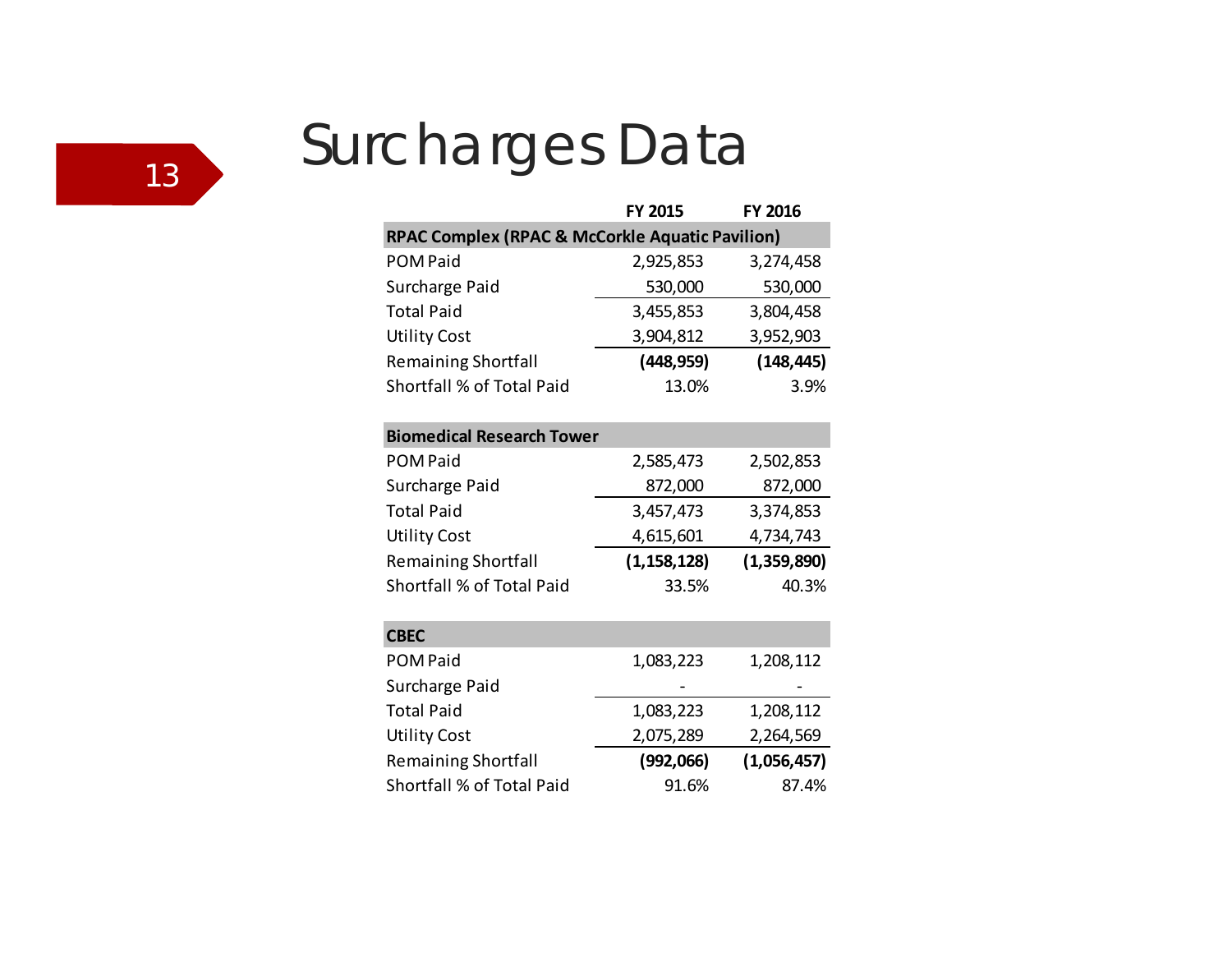# Surcharges Data

| | FY 2015 | FY 2016 |
|---|---|---|
| **RPAC Complex (RPAC & McCorkle Aquatic Pavilion)** | | |
| POM Paid | 2,925,853 | 3,274,458 |
| Surcharge Paid | 530,000 | 530,000 |
| Total Paid | 3,455,853 | 3,804,458 |
| Utility Cost | 3,904,812 | 3,952,903 |
| Remaining Shortfall | **(448,959)** | **(148,445)** |
| Shortfall % of Total Paid | 13.0% | 3.9% |
| | | |
| **Biomedical Research Tower** | | |
| POM Paid | 2,585,473 | 2,502,853 |
| Surcharge Paid | 872,000 | 872,000 |
| Total Paid | 3,457,473 | 3,374,853 |
| Utility Cost | 4,615,601 | 4,734,743 |
| Remaining Shortfall | **(1,158,128)** | **(1,359,890)** |
| Shortfall % of Total Paid | 33.5% | 40.3% |
| | | |
| **CBEC** | | |
| POM Paid | 1,083,223 | 1,208,112 |
| Surcharge Paid | - | - |
| Total Paid | 1,083,223 | 1,208,112 |
| Utility Cost | 2,075,289 | 2,264,569 |
| Remaining Shortfall | **(992,066)** | **(1,056,457)** |
| Shortfall % of Total Paid | 91.6% | 87.4% |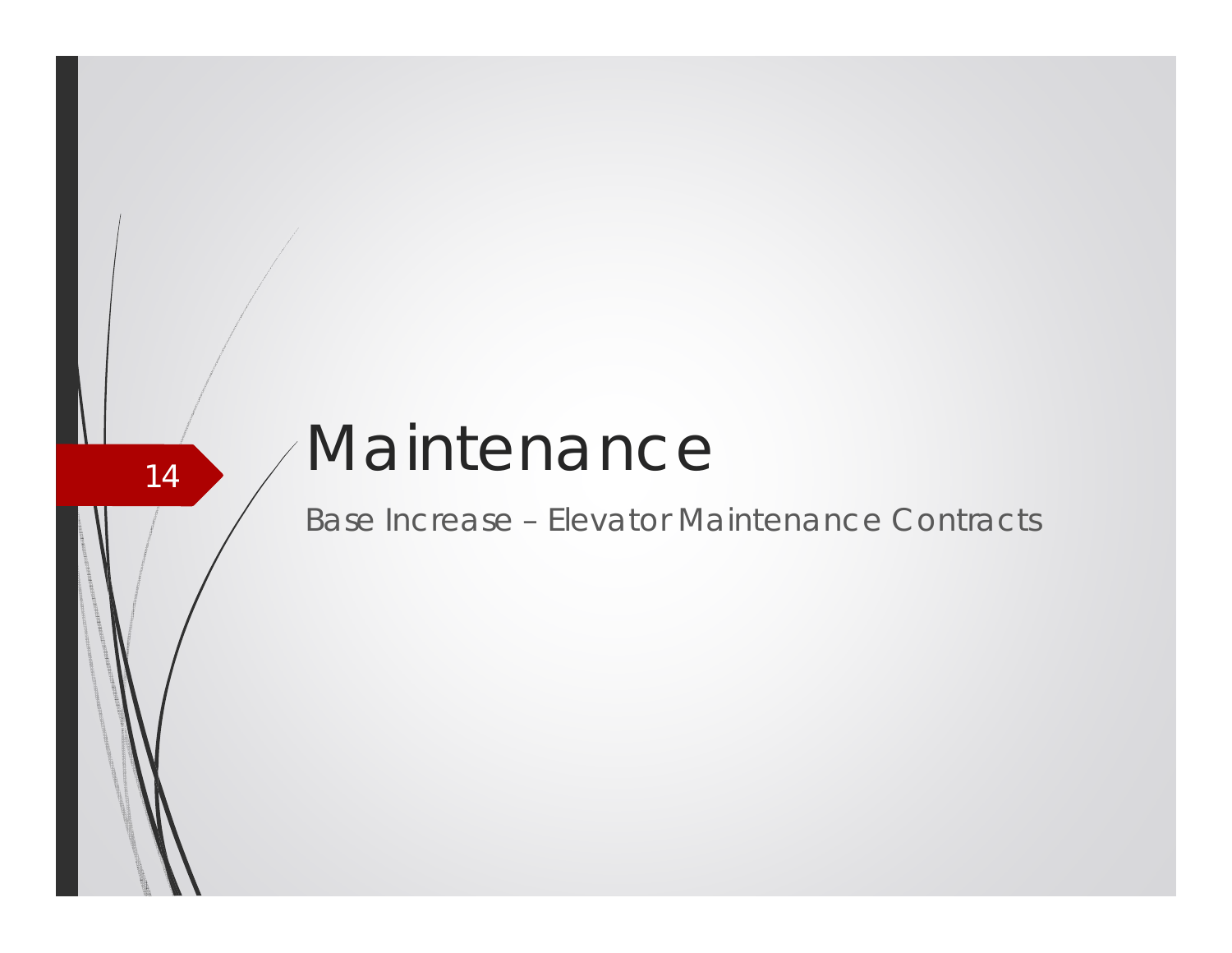# Maintenance

Base Increase – Elevator Maintenance Contracts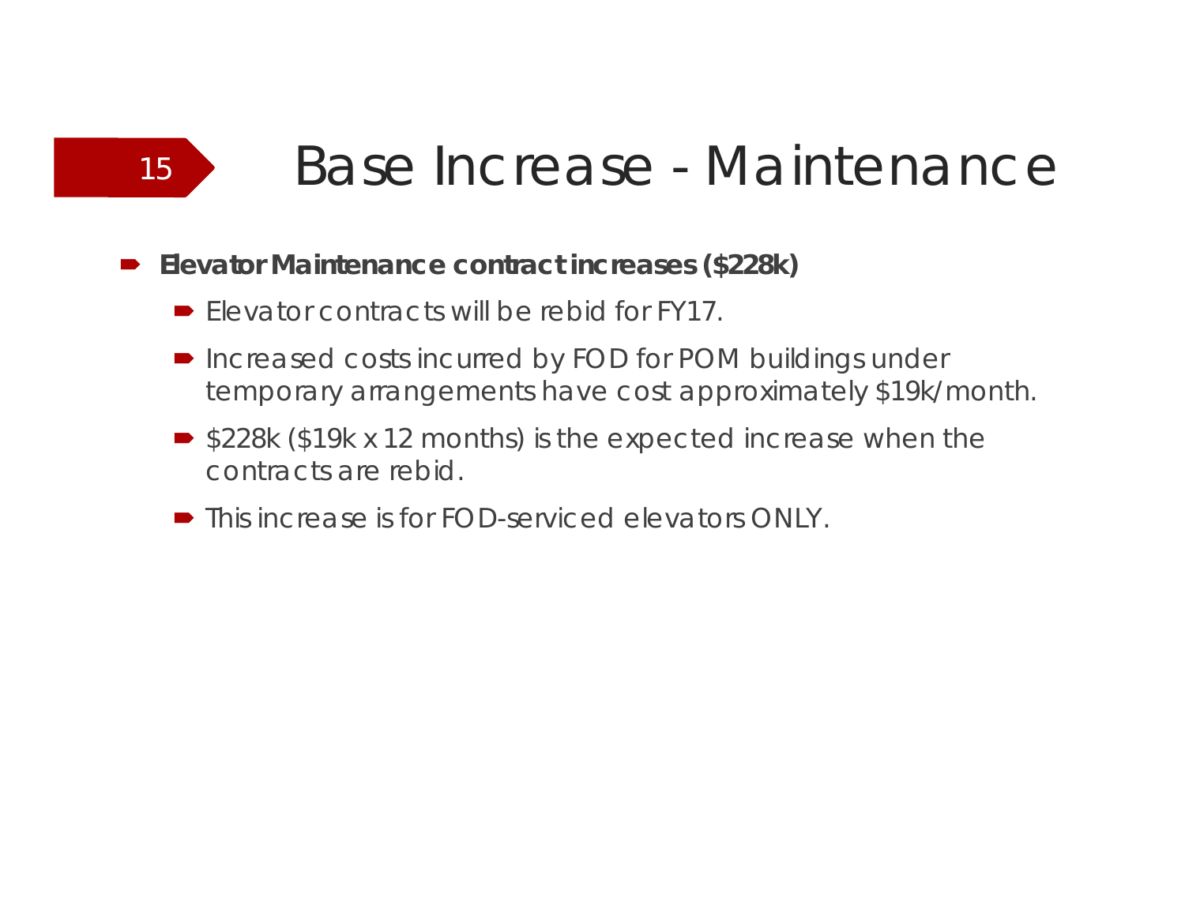# Base Increase - Maintenance

- **Elevator Maintenance contract increases ($228k)**
  - Elevator contracts will be rebid for FY17.
  - Increased costs incurred by FOD for POM buildings under temporary arrangements have cost approximately $19k/month.
  - $228k ($19k x 12 months) is the expected increase when the contracts are rebid.
  - This increase is for FOD-serviced elevators ONLY.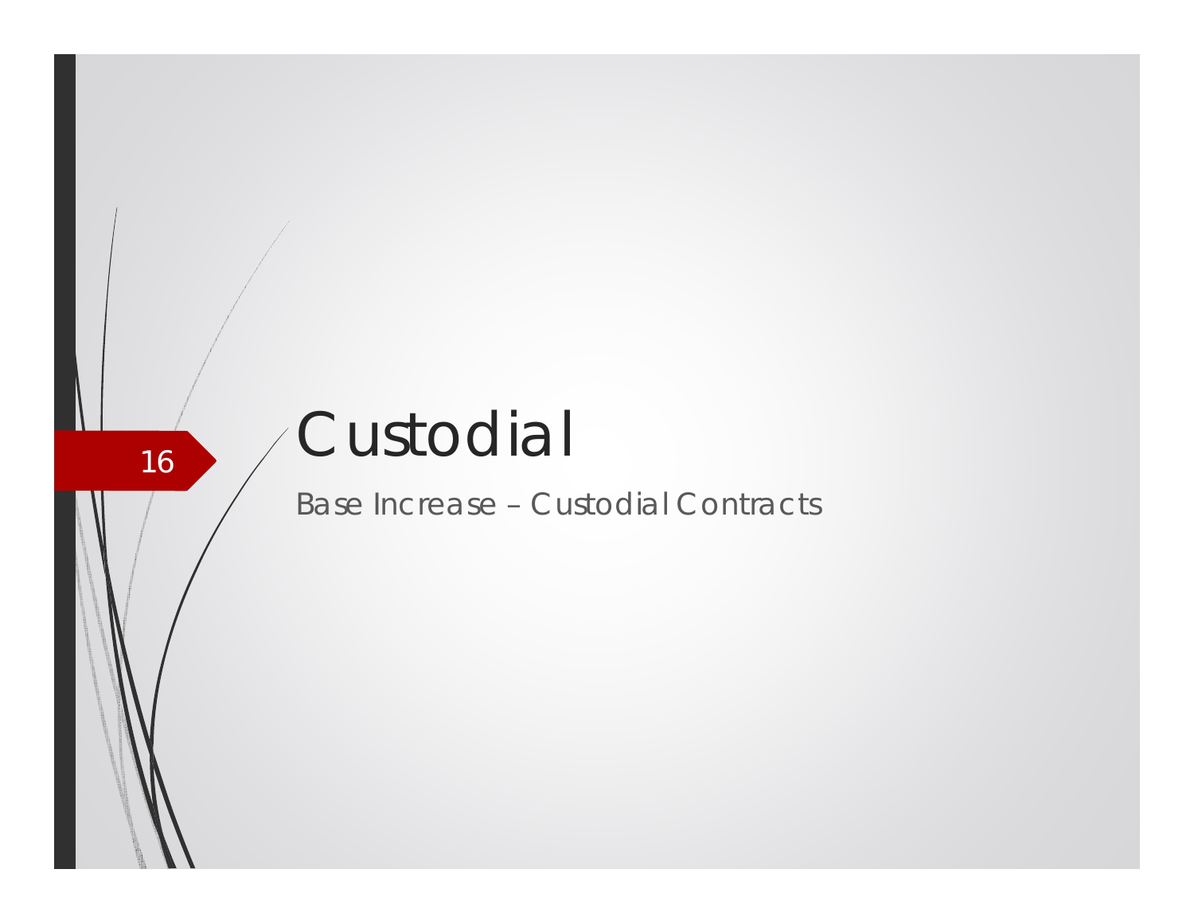# Custodial

Base Increase – Custodial Contracts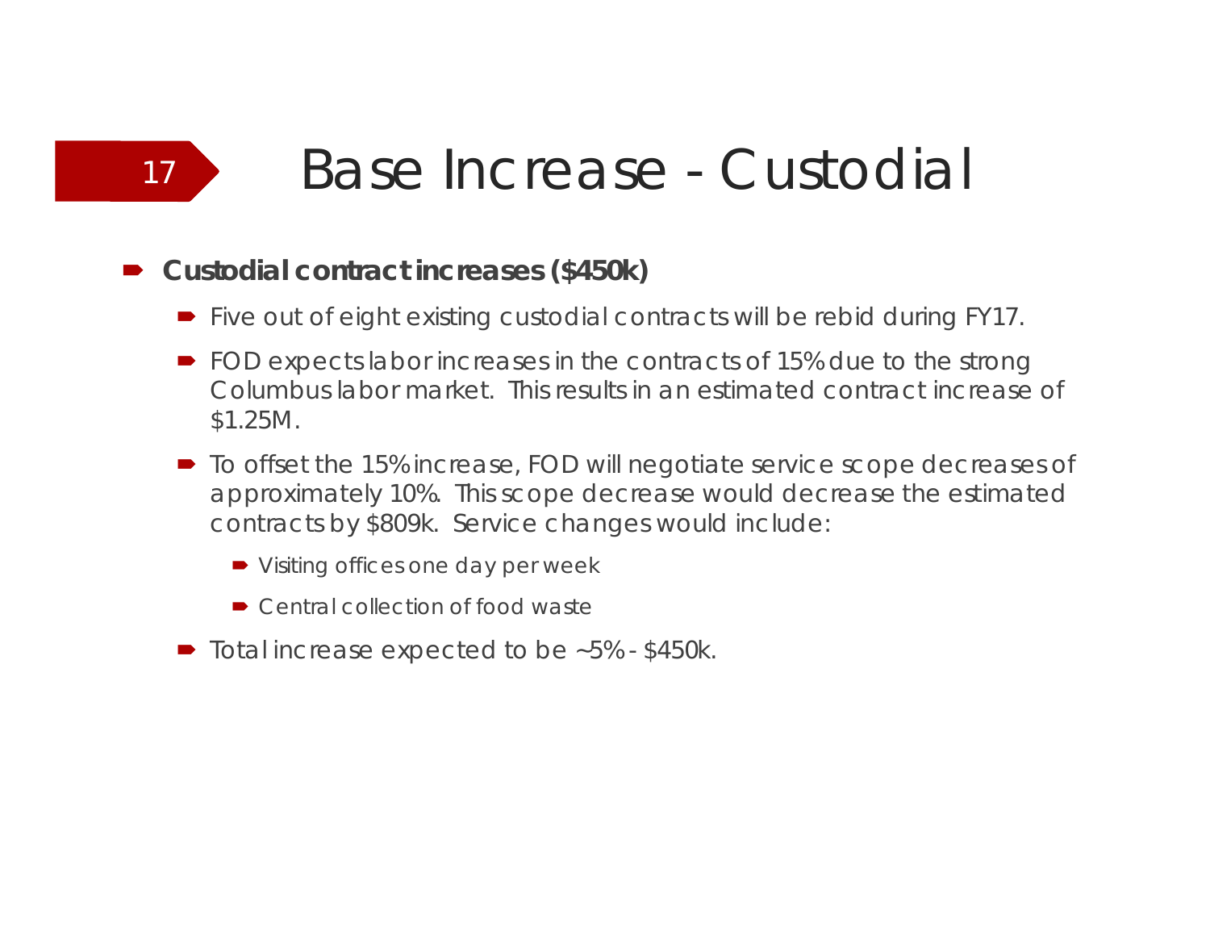# Base Increase - Custodial

- **Custodial contract increases ($450k)**
  - Five out of eight existing custodial contracts will be rebid during FY17.
  - FOD expects labor increases in the contracts of 15% due to the strong Columbus labor market. This results in an estimated contract increase of $1.25M.
  - To offset the 15% increase, FOD will negotiate service scope decreases of approximately 10%. This scope decrease would decrease the estimated contracts by $809k. Service changes would include:
    - Visiting offices one day per week
    - Central collection of food waste
  - Total increase expected to be ~5% - $450k.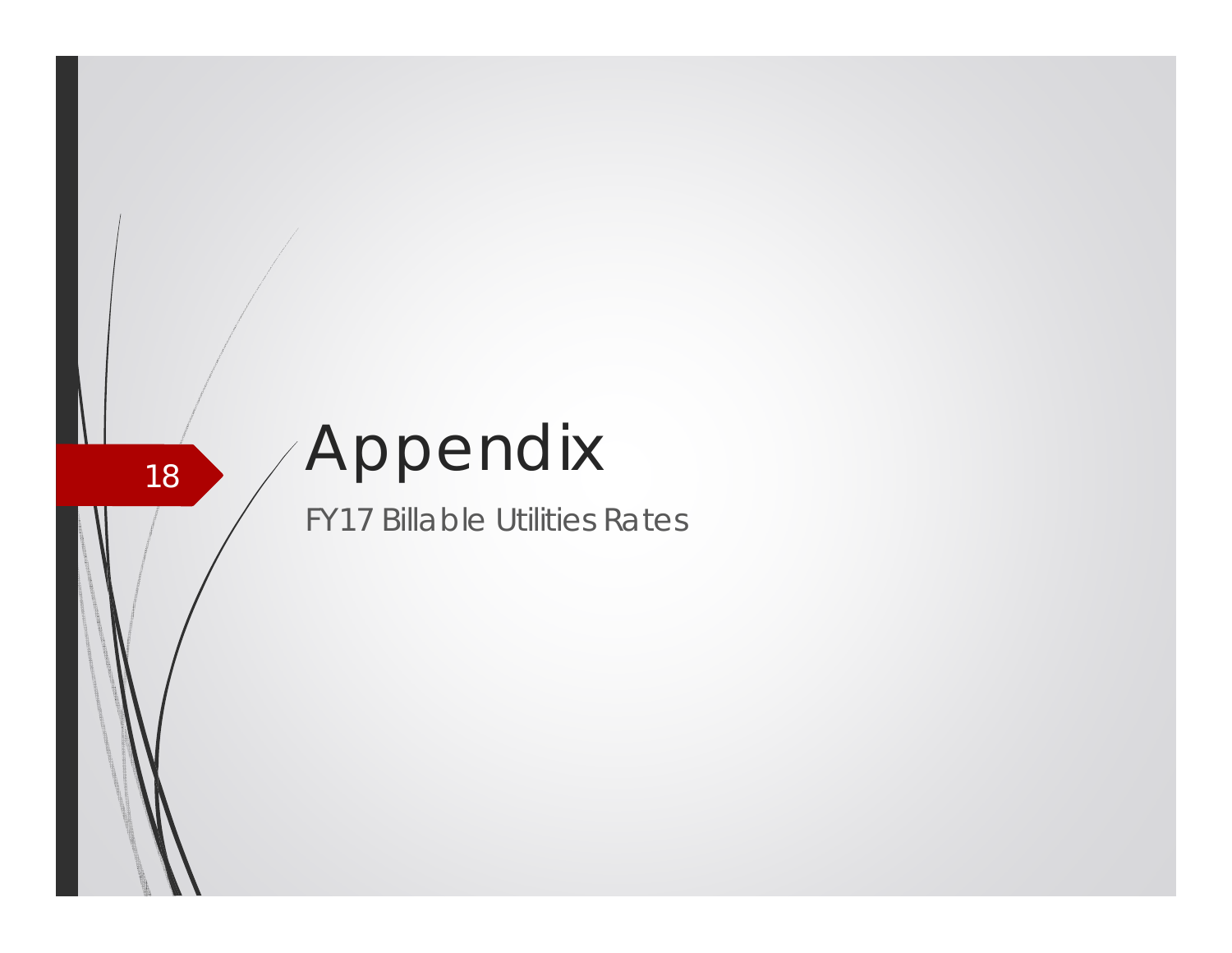# Appendix

FY17 Billable Utilities Rates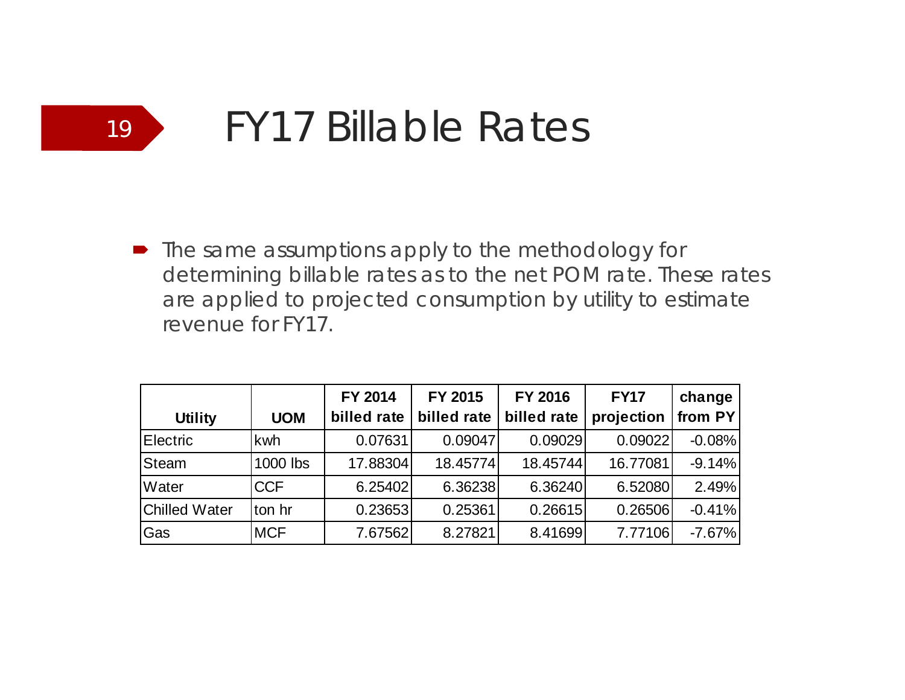# FY17 Billable Rates

- The same assumptions apply to the methodology for determining billable rates as to the net POM rate. These rates are applied to projected consumption by utility to estimate revenue for FY17.

| Utility | UOM | FY 2014 billed rate | FY 2015 billed rate | FY 2016 billed rate | FY17 projection | change from PY |
|---|---|---|---|---|---|---|
| Electric | kwh | 0.07631 | 0.09047 | 0.09029 | 0.09022 | -0.08% |
| Steam | 1000 lbs | 17.88304 | 18.45774 | 18.45744 | 16.77081 | -9.14% |
| Water | CCF | 6.25402 | 6.36238 | 6.36240 | 6.52080 | 2.49% |
| Chilled Water | ton hr | 0.23653 | 0.25361 | 0.26615 | 0.26506 | -0.41% |
| Gas | MCF | 7.67562 | 8.27821 | 8.41699 | 7.77106 | -7.67% |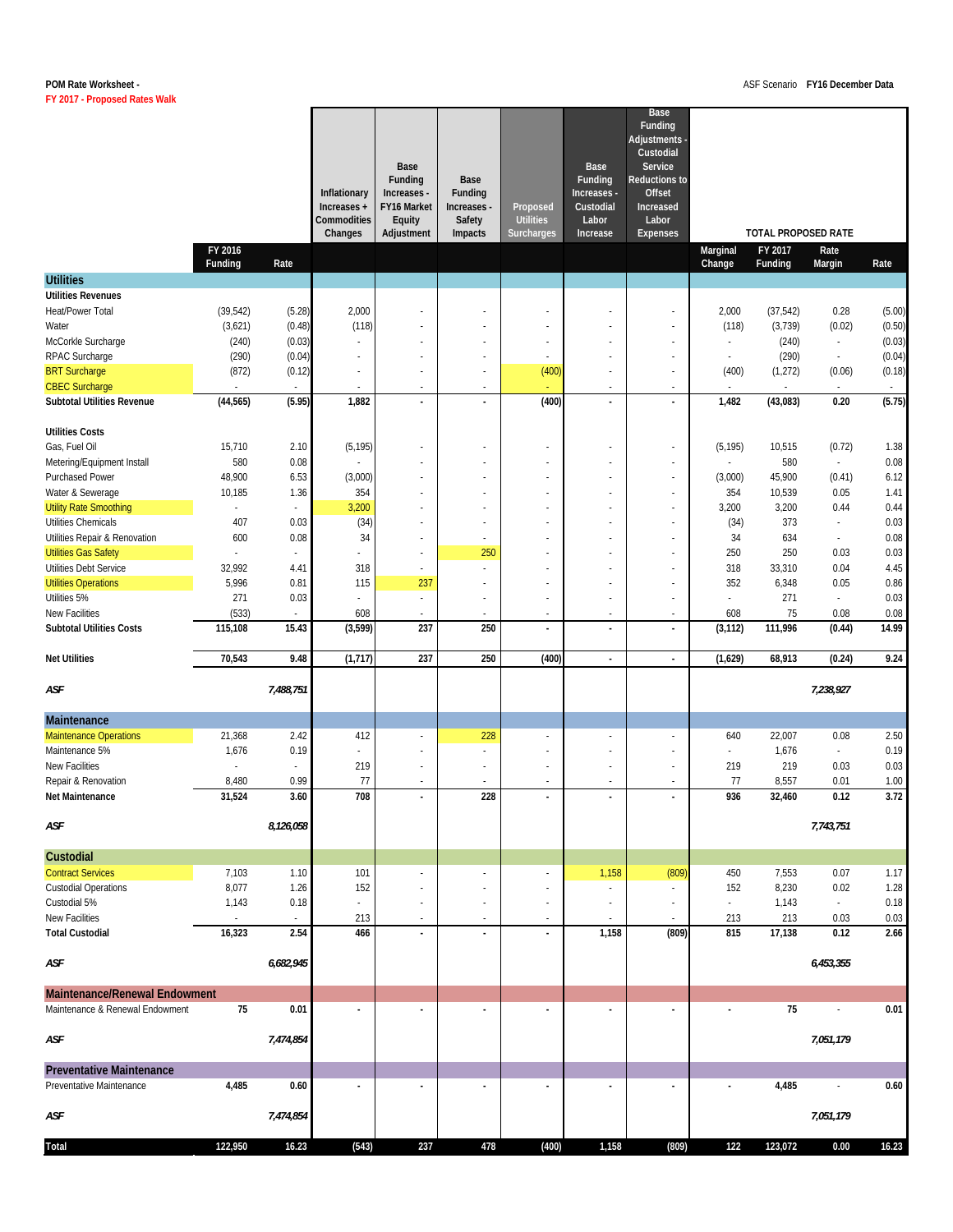POM Rate Worksheet -
FY 2017 - Proposed Rates Walk

ASF Scenario **FY16 December Data**

| | FY 2016 Funding | Rate | Inflationary Increases + Commodities Changes | Base Funding Increases - FY16 Market Equity Adjustment | Base Funding Increases - Safety Impacts | Proposed Utilities Surcharges | Base Funding Increases - Custodial Labor Increase | Base Funding Adjustments - Custodial Service Reductions to Offset Increased Labor Expenses | TOTAL PROPOSED RATE Marginal Change | FY 2017 Funding | Rate Margin | Rate |
|---|---|---|---|---|---|---|---|---|---|---|---|---|
| **Utilities** | | | | | | | | | | | | |
| **Utilities Revenues** | | | | | | | | | | | | |
| Heat/Power Total | (39,542) | (5.28) | 2,000 | - | - | - | - | - | 2,000 | (37,542) | 0.28 | (5.00) |
| Water | (3,621) | (0.48) | (118) | - | - | - | - | - | (118) | (3,739) | (0.02) | (0.50) |
| McCorkle Surcharge | (240) | (0.03) | - | - | - | - | - | - | - | (240) | - | (0.03) |
| RPAC Surcharge | (290) | (0.04) | - | - | - | - | - | - | - | (290) | - | (0.04) |
| BRT Surcharge | (872) | (0.12) | - | - | - | (400) | - | - | (400) | (1,272) | (0.06) | (0.18) |
| CBEC Surcharge | - | - | - | - | - | - | - | - | - | - | - | - |
| **Subtotal Utilities Revenue** | **(44,565)** | **(5.95)** | **1,882** | **-** | **-** | **(400)** | **-** | **-** | **1,482** | **(43,083)** | **0.20** | **(5.75)** |
| **Utilities Costs** | | | | | | | | | | | | |
| Gas, Fuel Oil | 15,710 | 2.10 | (5,195) | - | - | - | - | - | (5,195) | 10,515 | (0.72) | 1.38 |
| Metering/Equipment Install | 580 | 0.08 | - | - | - | - | - | - | - | 580 | - | 0.08 |
| Purchased Power | 48,900 | 6.53 | (3,000) | - | - | - | - | - | (3,000) | 45,900 | (0.41) | 6.12 |
| Water & Sewerage | 10,185 | 1.36 | 354 | - | - | - | - | - | 354 | 10,539 | 0.05 | 1.41 |
| Utility Rate Smoothing | - | - | 3,200 | - | - | - | - | - | 3,200 | 3,200 | 0.44 | 0.44 |
| Utilities Chemicals | 407 | 0.03 | (34) | - | - | - | - | - | (34) | 373 | - | 0.03 |
| Utilities Repair & Renovation | 600 | 0.08 | 34 | - | - | - | - | - | 34 | 634 | - | 0.08 |
| Utilities Gas Safety | - | - | - | - | 250 | - | - | - | 250 | 250 | 0.03 | 0.03 |
| Utilities Debt Service | 32,992 | 4.41 | 318 | - | - | - | - | - | 318 | 33,310 | 0.04 | 4.45 |
| Utilities Operations | 5,996 | 0.81 | 115 | 237 | - | - | - | - | 352 | 6,348 | 0.05 | 0.86 |
| Utilities 5% | 271 | 0.03 | - | - | - | - | - | - | - | 271 | - | 0.03 |
| New Facilities | (533) | - | 608 | - | - | - | - | - | 608 | 75 | 0.08 | 0.08 |
| **Subtotal Utilities Costs** | **115,108** | **15.43** | **(3,599)** | **237** | **250** | **-** | **-** | **-** | **(3,112)** | **111,996** | **(0.44)** | **14.99** |
| **Net Utilities** | **70,543** | **9.48** | **(1,717)** | **237** | **250** | **(400)** | **-** | **-** | **(1,629)** | **68,913** | **(0.24)** | **9.24** |
| ***ASF*** | | ***7,488,751*** | | | | | | | | | ***7,238,927*** | |
| **Maintenance** | | | | | | | | | | | | |
| Maintenance Operations | 21,368 | 2.42 | 412 | - | 228 | - | - | - | 640 | 22,007 | 0.08 | 2.50 |
| Maintenance 5% | 1,676 | 0.19 | - | - | - | - | - | - | - | 1,676 | - | 0.19 |
| New Facilities | - | - | 219 | - | - | - | - | - | 219 | 219 | 0.03 | 0.03 |
| Repair & Renovation | 8,480 | 0.99 | 77 | - | - | - | - | - | 77 | 8,557 | 0.01 | 1.00 |
| **Net Maintenance** | **31,524** | **3.60** | **708** | **-** | **228** | **-** | **-** | **-** | **936** | **32,460** | **0.12** | **3.72** |
| ***ASF*** | | ***8,126,058*** | | | | | | | | | ***7,743,751*** | |
| **Custodial** | | | | | | | | | | | | |
| Contract Services | 7,103 | 1.10 | 101 | - | - | - | 1,158 | (809) | 450 | 7,553 | 0.07 | 1.17 |
| Custodial Operations | 8,077 | 1.26 | 152 | - | - | - | - | - | 152 | 8,230 | 0.02 | 1.28 |
| Custodial 5% | 1,143 | 0.18 | - | - | - | - | - | - | - | 1,143 | - | 0.18 |
| New Facilities | - | - | 213 | - | - | - | - | - | 213 | 213 | 0.03 | 0.03 |
| **Total Custodial** | **16,323** | **2.54** | **466** | **-** | **-** | **-** | **1,158** | **(809)** | **815** | **17,138** | **0.12** | **2.66** |
| ***ASF*** | | ***6,682,945*** | | | | | | | | | ***6,453,355*** | |
| **Maintenance/Renewal Endowment** | | | | | | | | | | | | |
| Maintenance & Renewal Endowment | **75** | **0.01** | **-** | **-** | **-** | **-** | **-** | **-** | **-** | **75** | **-** | **0.01** |
| ***ASF*** | | ***7,474,854*** | | | | | | | | | ***7,051,179*** | |
| **Preventative Maintenance** | | | | | | | | | | | | |
| Preventative Maintenance | **4,485** | **0.60** | **-** | **-** | **-** | **-** | **-** | **-** | **-** | **4,485** | **-** | **0.60** |
| ***ASF*** | | ***7,474,854*** | | | | | | | | | ***7,051,179*** | |
| **Total** | **122,950** | **16.23** | **(543)** | **237** | **478** | **(400)** | **1,158** | **(809)** | **122** | **123,072** | **0.00** | **16.23** |